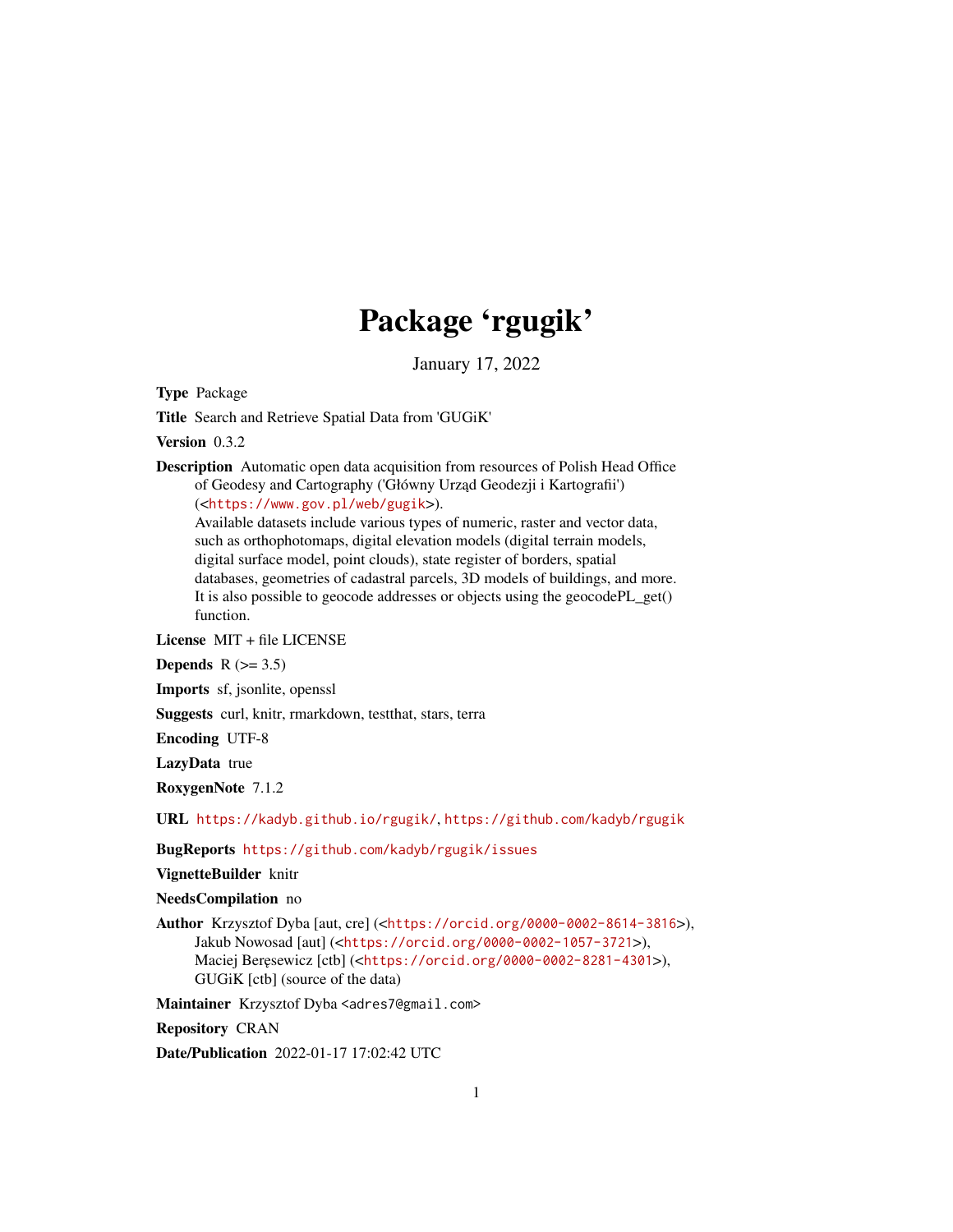# Package 'rgugik'

January 17, 2022

**Type** Package

**Title** Search and Retrieve Spatial Data from 'GUGiK'

**Version** 0.3.2

**Description** Automatic open data acquisition from resources of Polish Head Office of Geodesy and Cartography ('Główny Urząd Geodezji i Kartografii') (<https://www.gov.pl/web/gugik>).
Available datasets include various types of numeric, raster and vector data, such as orthophotomaps, digital elevation models (digital terrain models, digital surface model, point clouds), state register of borders, spatial databases, geometries of cadastral parcels, 3D models of buildings, and more. It is also possible to geocode addresses or objects using the geocodePL_get() function.

**License** MIT + file LICENSE

**Depends** R (>= 3.5)

**Imports** sf, jsonlite, openssl

**Suggests** curl, knitr, rmarkdown, testthat, stars, terra

**Encoding** UTF-8

**LazyData** true

**RoxygenNote** 7.1.2

**URL** https://kadyb.github.io/rgugik/, https://github.com/kadyb/rgugik

**BugReports** https://github.com/kadyb/rgugik/issues

**VignetteBuilder** knitr

**NeedsCompilation** no

**Author** Krzysztof Dyba [aut, cre] (<https://orcid.org/0000-0002-8614-3816>),
Jakub Nowosad [aut] (<https://orcid.org/0000-0002-1057-3721>),
Maciej Beręsewicz [ctb] (<https://orcid.org/0000-0002-8281-4301>),
GUGiK [ctb] (source of the data)

**Maintainer** Krzysztof Dyba <adres7@gmail.com>

**Repository** CRAN

**Date/Publication** 2022-01-17 17:02:42 UTC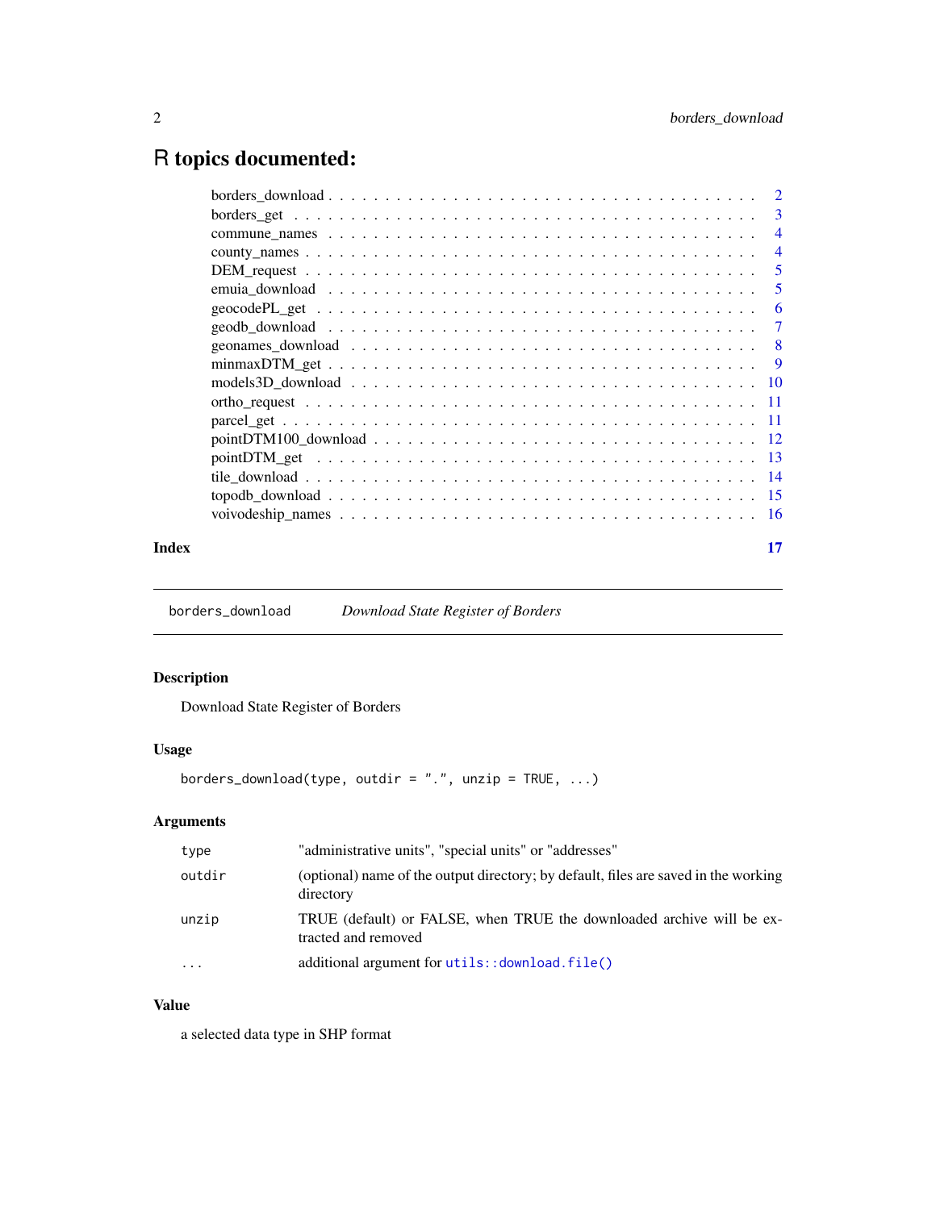# R topics documented:

| | |
|---|---|
| borders_download | 2 |
| borders_get | 3 |
| commune_names | 4 |
| county_names | 4 |
| DEM_request | 5 |
| emuia_download | 5 |
| geocodePL_get | 6 |
| geodb_download | 7 |
| geonames_download | 8 |
| minmaxDTM_get | 9 |
| models3D_download | 10 |
| ortho_request | 11 |
| parcel_get | 11 |
| pointDTM100_download | 12 |
| pointDTM_get | 13 |
| tile_download | 14 |
| topodb_download | 15 |
| voivodeship_names | 16 |
| **Index** | **17** |

---

`borders_download` *Download State Register of Borders*

---

## Description

Download State Register of Borders

## Usage

```
borders_download(type, outdir = ".", unzip = TRUE, ...)
```

## Arguments

| | |
|---|---|
| `type` | "administrative units", "special units" or "addresses" |
| `outdir` | (optional) name of the output directory; by default, files are saved in the working directory |
| `unzip` | TRUE (default) or FALSE, when TRUE the downloaded archive will be extracted and removed |
| `...` | additional argument for `utils::download.file()` |

## Value

a selected data type in SHP format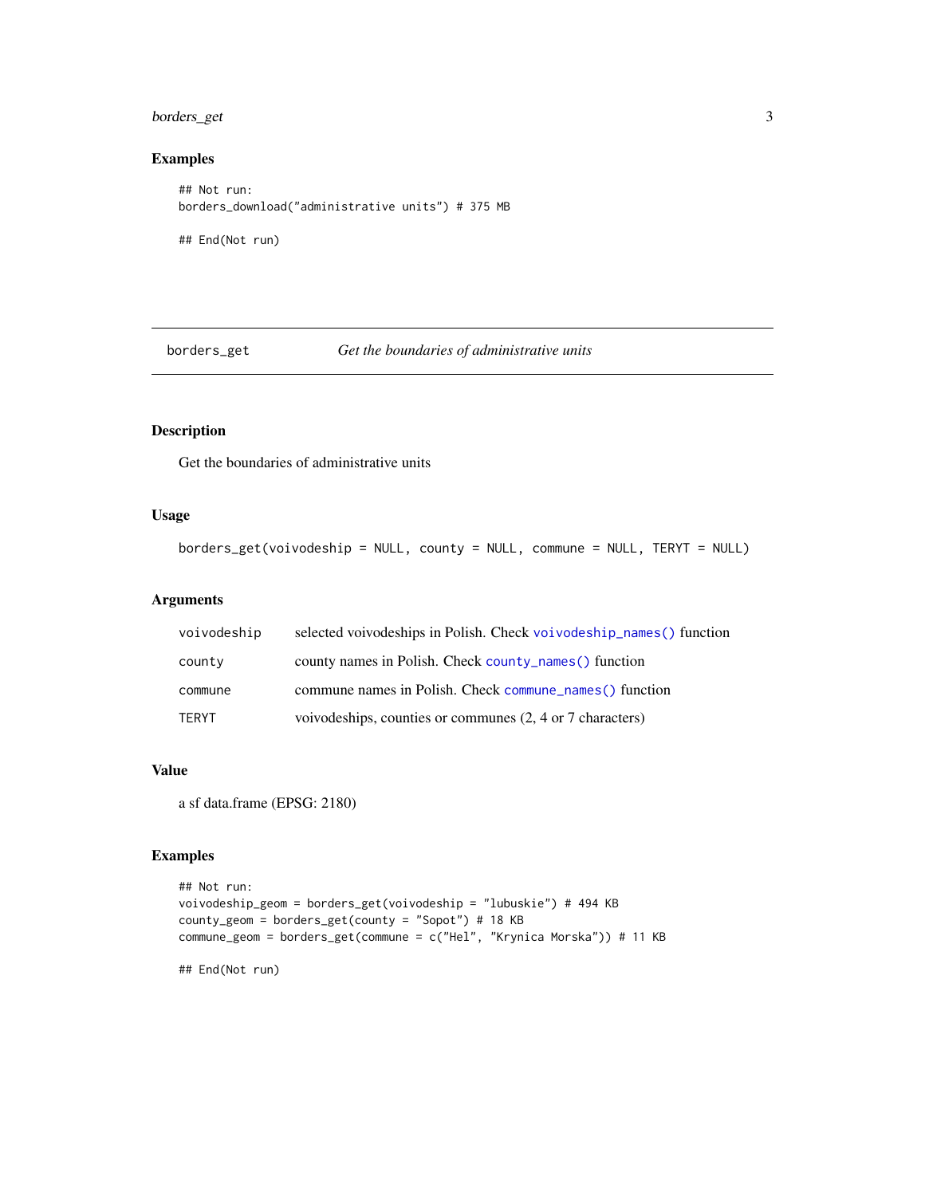## Examples

```
## Not run:
borders_download("administrative units") # 375 MB

## End(Not run)
```

---

## borders_get — *Get the boundaries of administrative units*

---

### Description

Get the boundaries of administrative units

### Usage

```
borders_get(voivodeship = NULL, county = NULL, commune = NULL, TERYT = NULL)
```

### Arguments

| | |
|---|---|
| `voivodeship` | selected voivodeships in Polish. Check `voivodeship_names()` function |
| `county` | county names in Polish. Check `county_names()` function |
| `commune` | commune names in Polish. Check `commune_names()` function |
| `TERYT` | voivodeships, counties or communes (2, 4 or 7 characters) |

### Value

a sf data.frame (EPSG: 2180)

### Examples

```
## Not run:
voivodeship_geom = borders_get(voivodeship = "lubuskie") # 494 KB
county_geom = borders_get(county = "Sopot") # 18 KB
commune_geom = borders_get(commune = c("Hel", "Krynica Morska")) # 11 KB

## End(Not run)
```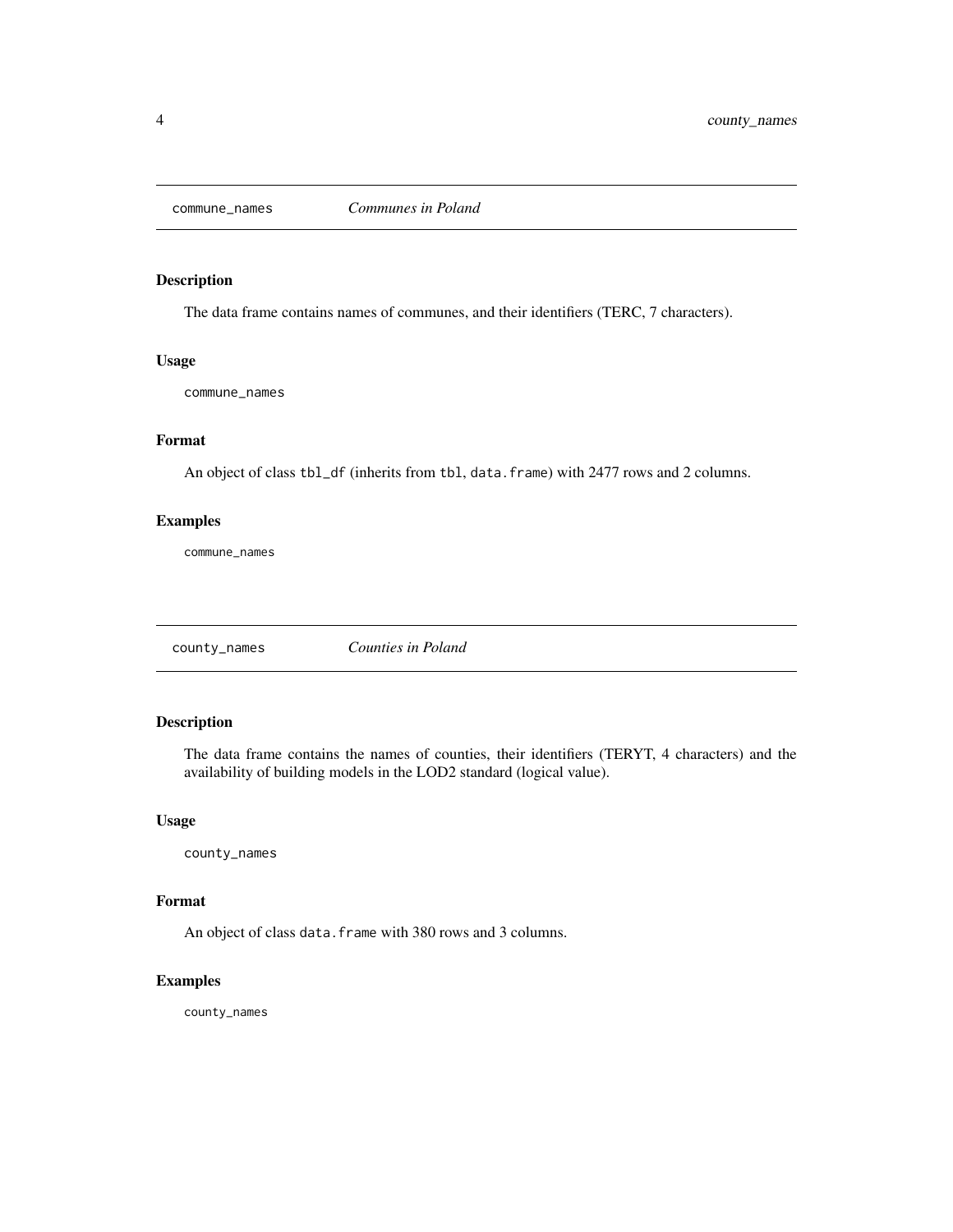## commune_names — *Communes in Poland*

### Description

The data frame contains names of communes, and their identifiers (TERC, 7 characters).

### Usage

```
commune_names
```

### Format

An object of class `tbl_df` (inherits from `tbl`, `data.frame`) with 2477 rows and 2 columns.

### Examples

```
commune_names
```

## county_names — *Counties in Poland*

### Description

The data frame contains the names of counties, their identifiers (TERYT, 4 characters) and the availability of building models in the LOD2 standard (logical value).

### Usage

```
county_names
```

### Format

An object of class `data.frame` with 380 rows and 3 columns.

### Examples

```
county_names
```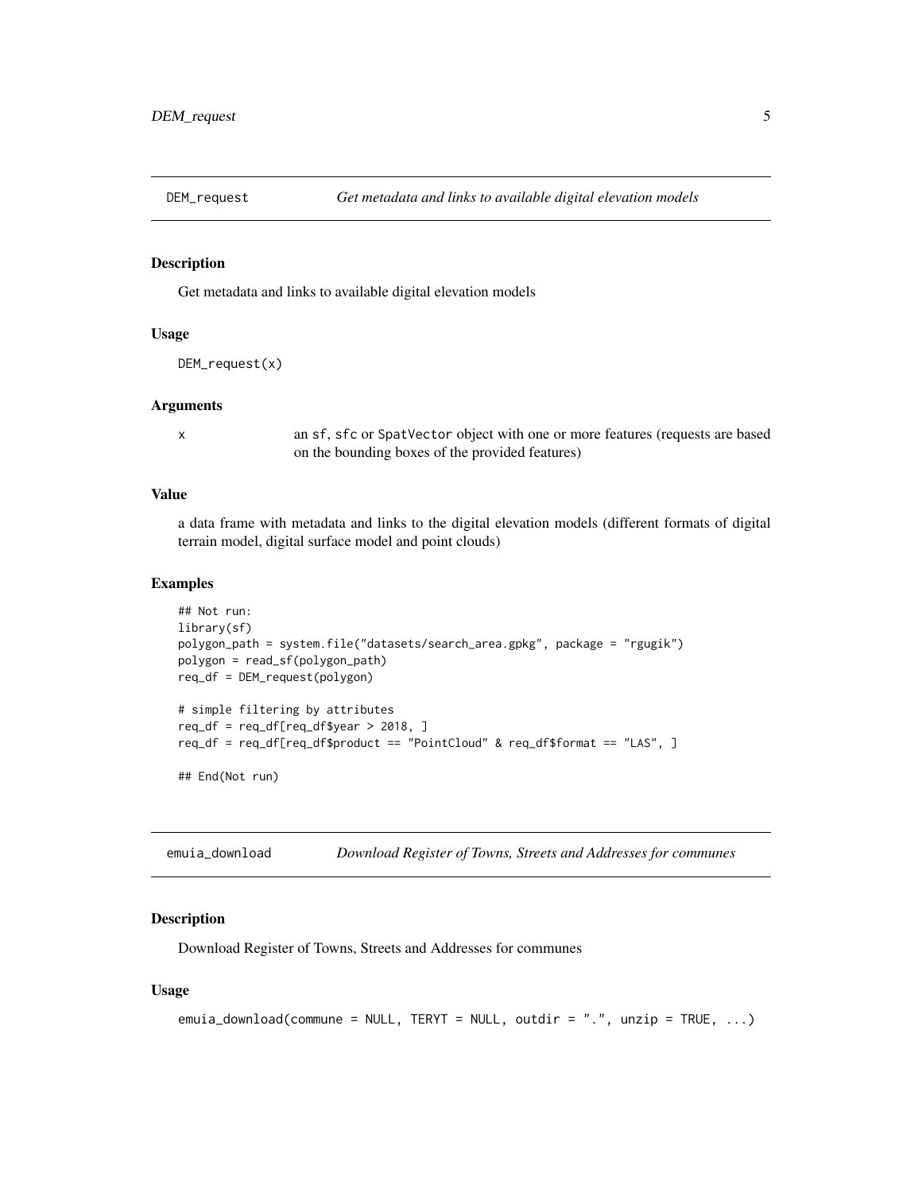## DEM_request — *Get metadata and links to available digital elevation models*

### Description

Get metadata and links to available digital elevation models

### Usage

```
DEM_request(x)
```

### Arguments

| | |
|---|---|
| x | an sf, sfc or SpatVector object with one or more features (requests are based on the bounding boxes of the provided features) |

### Value

a data frame with metadata and links to the digital elevation models (different formats of digital terrain model, digital surface model and point clouds)

### Examples

```
## Not run:
library(sf)
polygon_path = system.file("datasets/search_area.gpkg", package = "rgugik")
polygon = read_sf(polygon_path)
req_df = DEM_request(polygon)

# simple filtering by attributes
req_df = req_df[req_df$year > 2018, ]
req_df = req_df[req_df$product == "PointCloud" & req_df$format == "LAS", ]

## End(Not run)
```

## emuia_download — *Download Register of Towns, Streets and Addresses for communes*

### Description

Download Register of Towns, Streets and Addresses for communes

### Usage

```
emuia_download(commune = NULL, TERYT = NULL, outdir = ".", unzip = TRUE, ...)
```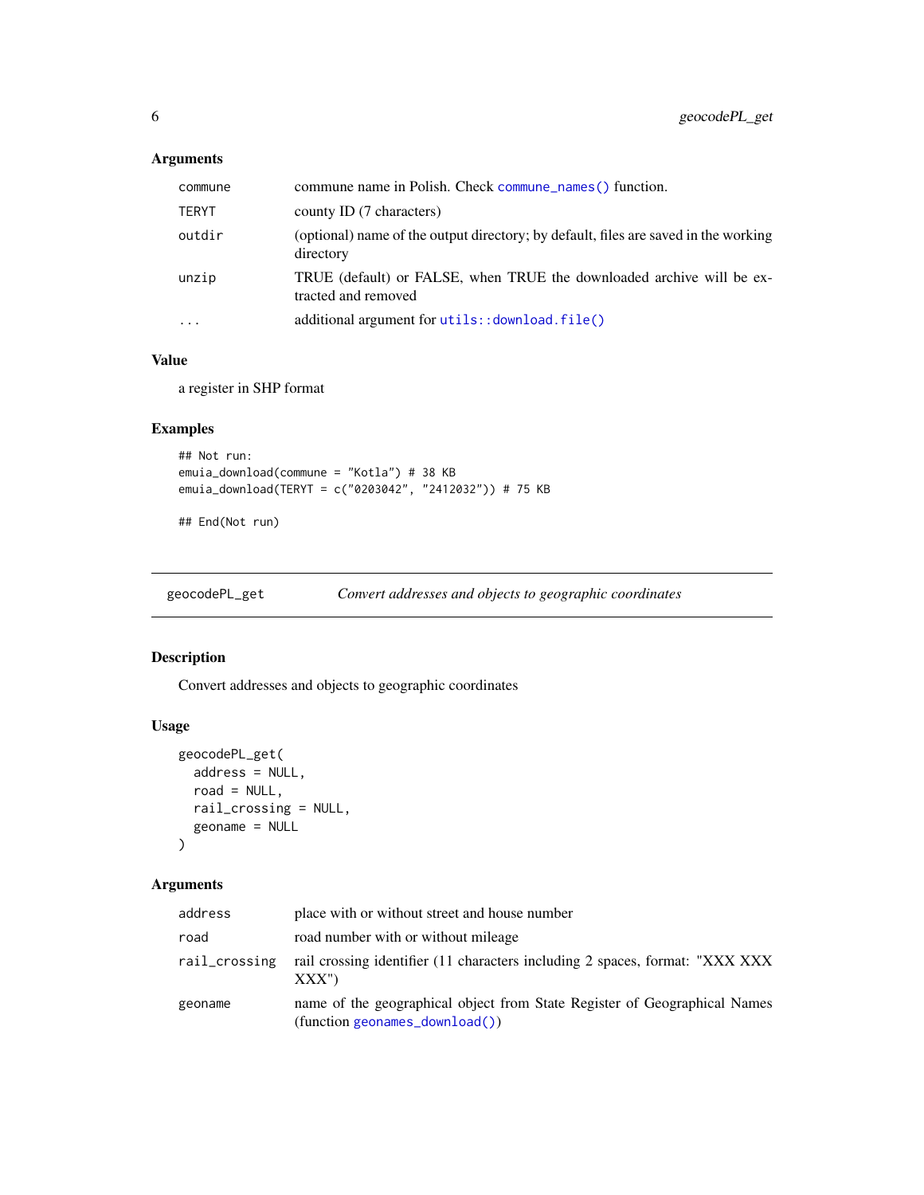### Arguments

| | |
|---|---|
| commune | commune name in Polish. Check `commune_names()` function. |
| TERYT | county ID (7 characters) |
| outdir | (optional) name of the output directory; by default, files are saved in the working directory |
| unzip | TRUE (default) or FALSE, when TRUE the downloaded archive will be extracted and removed |
| ... | additional argument for `utils::download.file()` |

### Value

a register in SHP format

### Examples

```
## Not run:
emuia_download(commune = "Kotla") # 38 KB
emuia_download(TERYT = c("0203042", "2412032")) # 75 KB

## End(Not run)
```

## geocodePL_get — *Convert addresses and objects to geographic coordinates*

### Description

Convert addresses and objects to geographic coordinates

### Usage

```
geocodePL_get(
  address = NULL,
  road = NULL,
  rail_crossing = NULL,
  geoname = NULL
)
```

### Arguments

| | |
|---|---|
| address | place with or without street and house number |
| road | road number with or without mileage |
| rail_crossing | rail crossing identifier (11 characters including 2 spaces, format: "XXX XXX XXX") |
| geoname | name of the geographical object from State Register of Geographical Names (function `geonames_download()`) |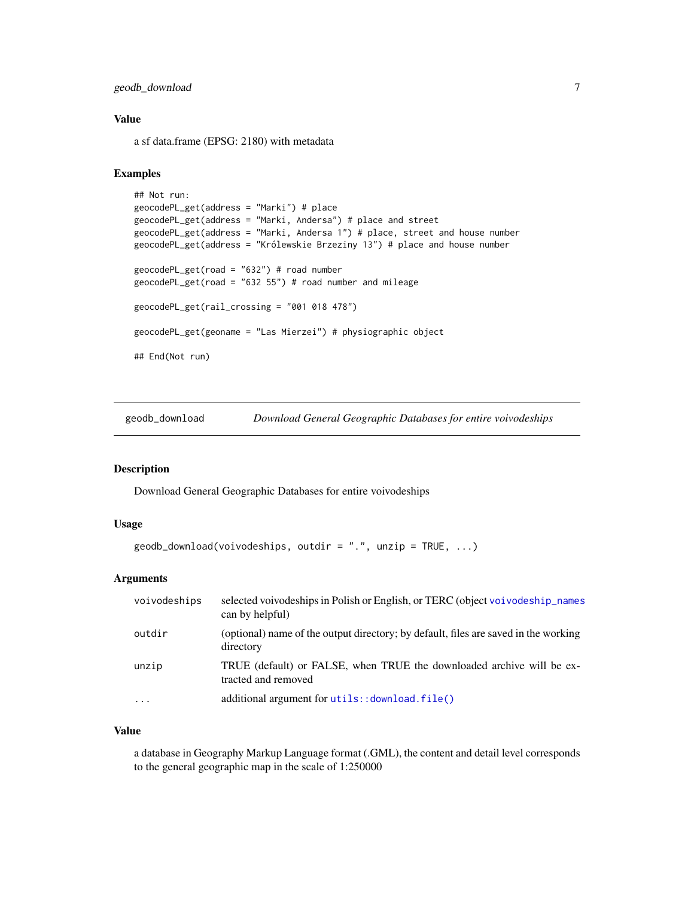## Value

a sf data.frame (EPSG: 2180) with metadata

## Examples

```
## Not run:
geocodePL_get(address = "Marki") # place
geocodePL_get(address = "Marki, Andersa") # place and street
geocodePL_get(address = "Marki, Andersa 1") # place, street and house number
geocodePL_get(address = "Królewskie Brzeziny 13") # place and house number

geocodePL_get(road = "632") # road number
geocodePL_get(road = "632 55") # road number and mileage

geocodePL_get(rail_crossing = "001 018 478")

geocodePL_get(geoname = "Las Mierzei") # physiographic object

## End(Not run)
```

---

# geodb_download *Download General Geographic Databases for entire voivodeships*

## Description

Download General Geographic Databases for entire voivodeships

## Usage

```
geodb_download(voivodeships, outdir = ".", unzip = TRUE, ...)
```

## Arguments

| | |
|---|---|
| voivodeships | selected voivodeships in Polish or English, or TERC (object voivodeship_names can by helpful) |
| outdir | (optional) name of the output directory; by default, files are saved in the working directory |
| unzip | TRUE (default) or FALSE, when TRUE the downloaded archive will be extracted and removed |
| ... | additional argument for utils::download.file() |

## Value

a database in Geography Markup Language format (.GML), the content and detail level corresponds to the general geographic map in the scale of 1:250000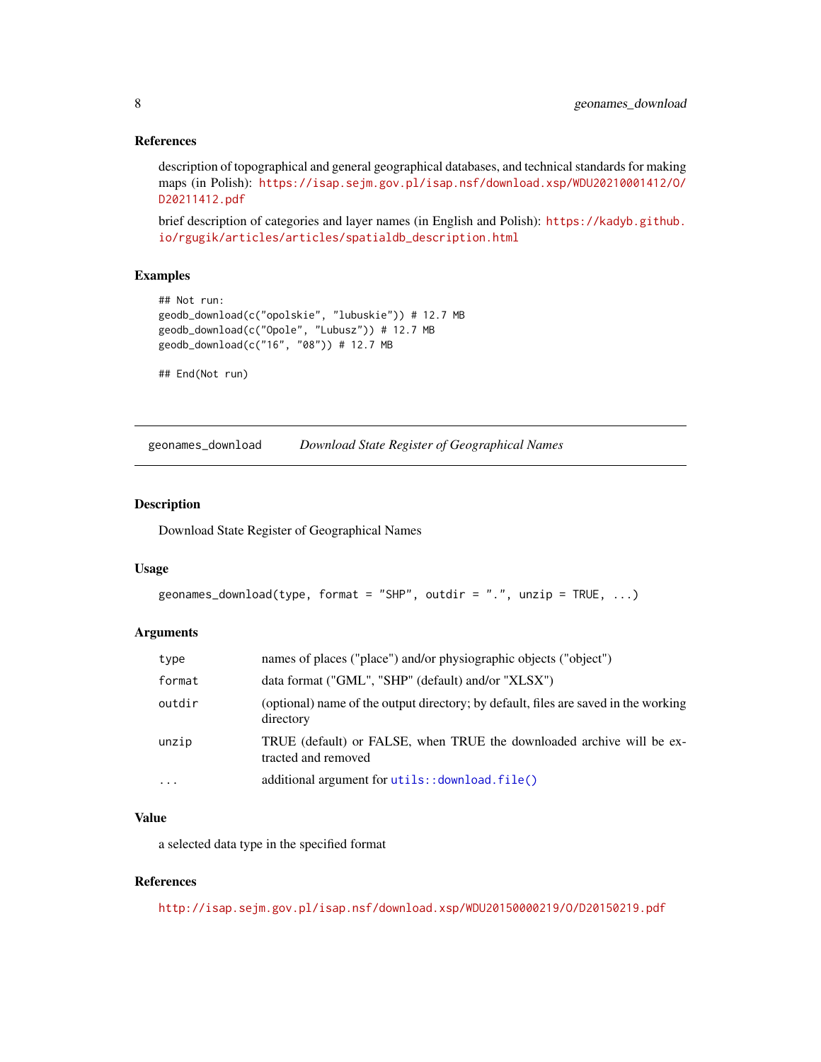### References

description of topographical and general geographical databases, and technical standards for making maps (in Polish): https://isap.sejm.gov.pl/isap.nsf/download.xsp/WDU20210001412/O/D20211412.pdf

brief description of categories and layer names (in English and Polish): https://kadyb.github.io/rgugik/articles/articles/spatialdb_description.html

### Examples

```
## Not run:
geodb_download(c("opolskie", "lubuskie")) # 12.7 MB
geodb_download(c("Opole", "Lubusz")) # 12.7 MB
geodb_download(c("16", "08")) # 12.7 MB

## End(Not run)
```

---

## geonames_download — *Download State Register of Geographical Names*

### Description

Download State Register of Geographical Names

### Usage

```
geonames_download(type, format = "SHP", outdir = ".", unzip = TRUE, ...)
```

### Arguments

| | |
|---|---|
| `type` | names of places ("place") and/or physiographic objects ("object") |
| `format` | data format ("GML", "SHP" (default) and/or "XLSX") |
| `outdir` | (optional) name of the output directory; by default, files are saved in the working directory |
| `unzip` | TRUE (default) or FALSE, when TRUE the downloaded archive will be extracted and removed |
| `...` | additional argument for `utils::download.file()` |

### Value

a selected data type in the specified format

### References

http://isap.sejm.gov.pl/isap.nsf/download.xsp/WDU20150000219/O/D20150219.pdf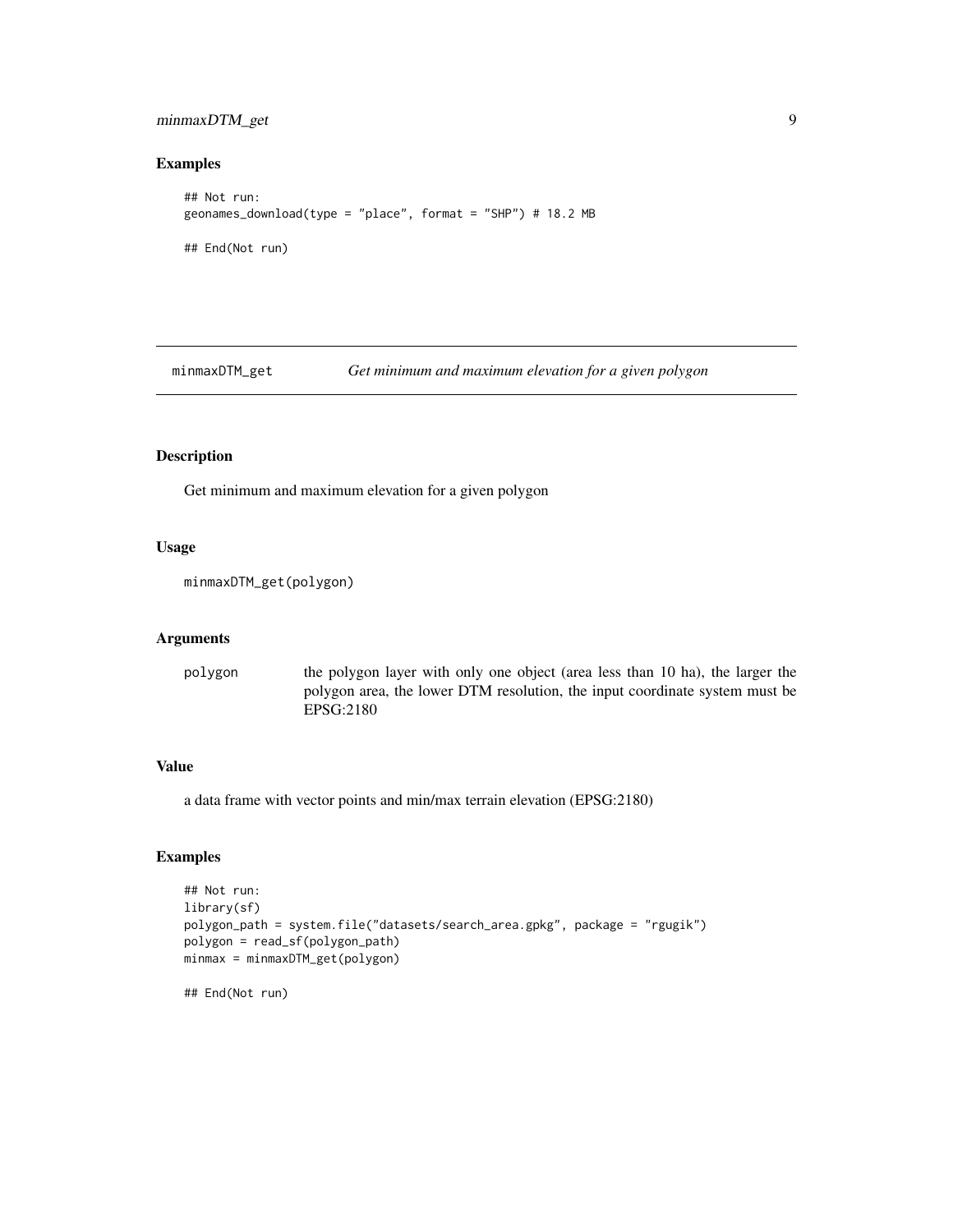## Examples

```
## Not run:
geonames_download(type = "place", format = "SHP") # 18.2 MB

## End(Not run)
```

# minmaxDTM_get    *Get minimum and maximum elevation for a given polygon*

## Description

Get minimum and maximum elevation for a given polygon

## Usage

```
minmaxDTM_get(polygon)
```

## Arguments

| | |
|---|---|
| polygon | the polygon layer with only one object (area less than 10 ha), the larger the polygon area, the lower DTM resolution, the input coordinate system must be EPSG:2180 |

## Value

a data frame with vector points and min/max terrain elevation (EPSG:2180)

## Examples

```
## Not run:
library(sf)
polygon_path = system.file("datasets/search_area.gpkg", package = "rgugik")
polygon = read_sf(polygon_path)
minmax = minmaxDTM_get(polygon)

## End(Not run)
```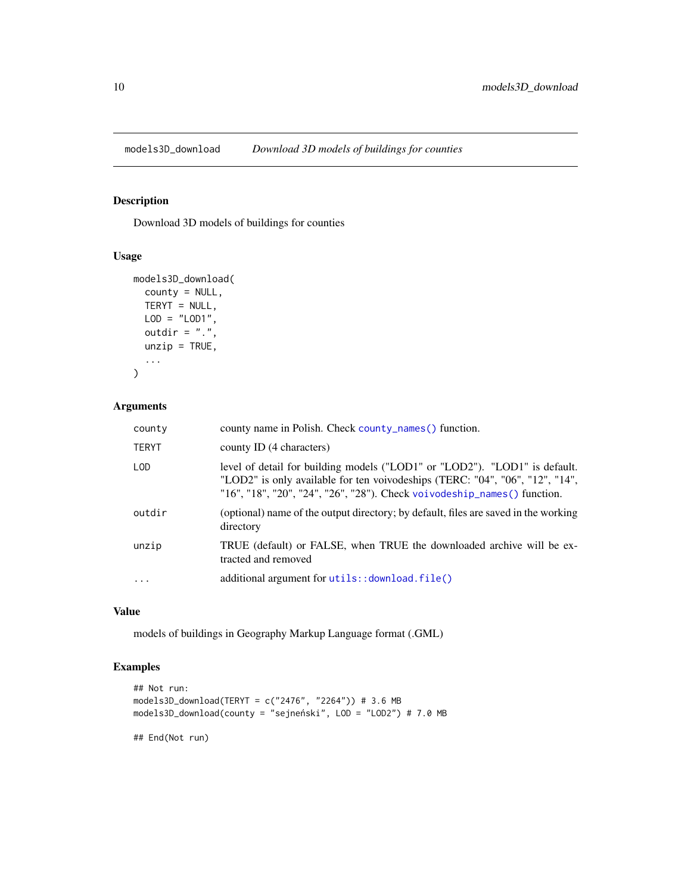# models3D_download — *Download 3D models of buildings for counties*

## Description

Download 3D models of buildings for counties

## Usage

```
models3D_download(
  county = NULL,
  TERYT = NULL,
  LOD = "LOD1",
  outdir = ".",
  unzip = TRUE,
  ...
)
```

## Arguments

| Argument | Description |
|---|---|
| `county` | county name in Polish. Check `county_names()` function. |
| `TERYT` | county ID (4 characters) |
| `LOD` | level of detail for building models ("LOD1" or "LOD2"). "LOD1" is default. "LOD2" is only available for ten voivodeships (TERC: "04", "06", "12", "14", "16", "18", "20", "24", "26", "28"). Check `voivodeship_names()` function. |
| `outdir` | (optional) name of the output directory; by default, files are saved in the working directory |
| `unzip` | TRUE (default) or FALSE, when TRUE the downloaded archive will be extracted and removed |
| `...` | additional argument for `utils::download.file()` |

## Value

models of buildings in Geography Markup Language format (.GML)

## Examples

```
## Not run:
models3D_download(TERYT = c("2476", "2264")) # 3.6 MB
models3D_download(county = "sejneński", LOD = "LOD2") # 7.0 MB

## End(Not run)
```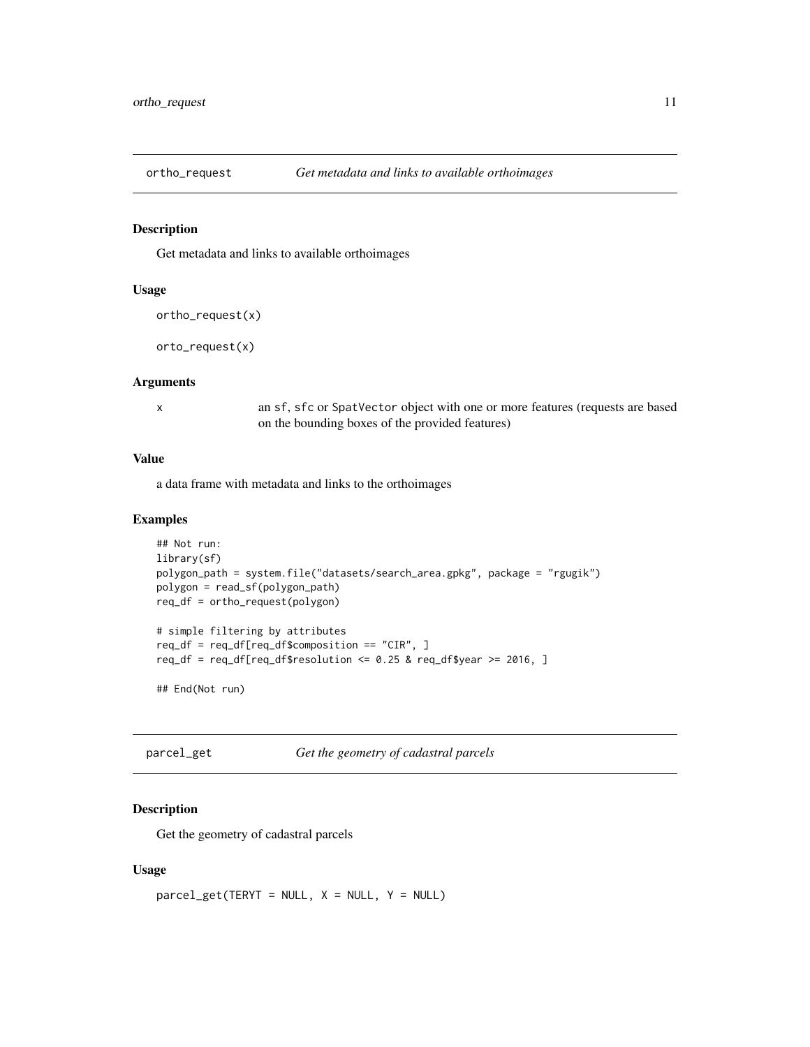## ortho_request *Get metadata and links to available orthoimages*

### Description

Get metadata and links to available orthoimages

### Usage

```
ortho_request(x)

orto_request(x)
```

### Arguments

x an sf, sfc or SpatVector object with one or more features (requests are based on the bounding boxes of the provided features)

### Value

a data frame with metadata and links to the orthoimages

### Examples

```
## Not run:
library(sf)
polygon_path = system.file("datasets/search_area.gpkg", package = "rgugik")
polygon = read_sf(polygon_path)
req_df = ortho_request(polygon)

# simple filtering by attributes
req_df = req_df[req_df$composition == "CIR", ]
req_df = req_df[req_df$resolution <= 0.25 & req_df$year >= 2016, ]

## End(Not run)
```

## parcel_get *Get the geometry of cadastral parcels*

### Description

Get the geometry of cadastral parcels

### Usage

```
parcel_get(TERYT = NULL, X = NULL, Y = NULL)
```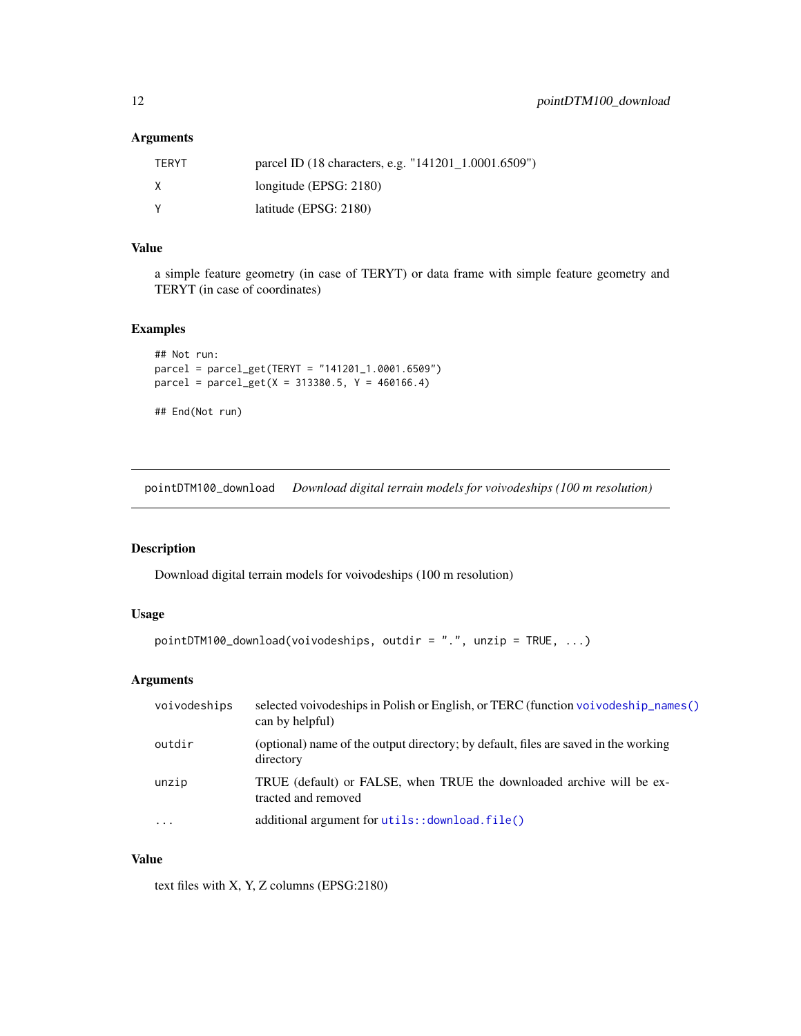### Arguments

| | |
|---|---|
| TERYT | parcel ID (18 characters, e.g. "141201_1.0001.6509") |
| X | longitude (EPSG: 2180) |
| Y | latitude (EPSG: 2180) |

### Value

a simple feature geometry (in case of TERYT) or data frame with simple feature geometry and TERYT (in case of coordinates)

### Examples

```
## Not run:
parcel = parcel_get(TERYT = "141201_1.0001.6509")
parcel = parcel_get(X = 313380.5, Y = 460166.4)

## End(Not run)
```

---

## pointDTM100_download *Download digital terrain models for voivodeships (100 m resolution)*

---

### Description

Download digital terrain models for voivodeships (100 m resolution)

### Usage

```
pointDTM100_download(voivodeships, outdir = ".", unzip = TRUE, ...)
```

### Arguments

| | |
|---|---|
| voivodeships | selected voivodeships in Polish or English, or TERC (function `voivodeship_names()` can by helpful) |
| outdir | (optional) name of the output directory; by default, files are saved in the working directory |
| unzip | TRUE (default) or FALSE, when TRUE the downloaded archive will be extracted and removed |
| ... | additional argument for `utils::download.file()` |

### Value

text files with X, Y, Z columns (EPSG:2180)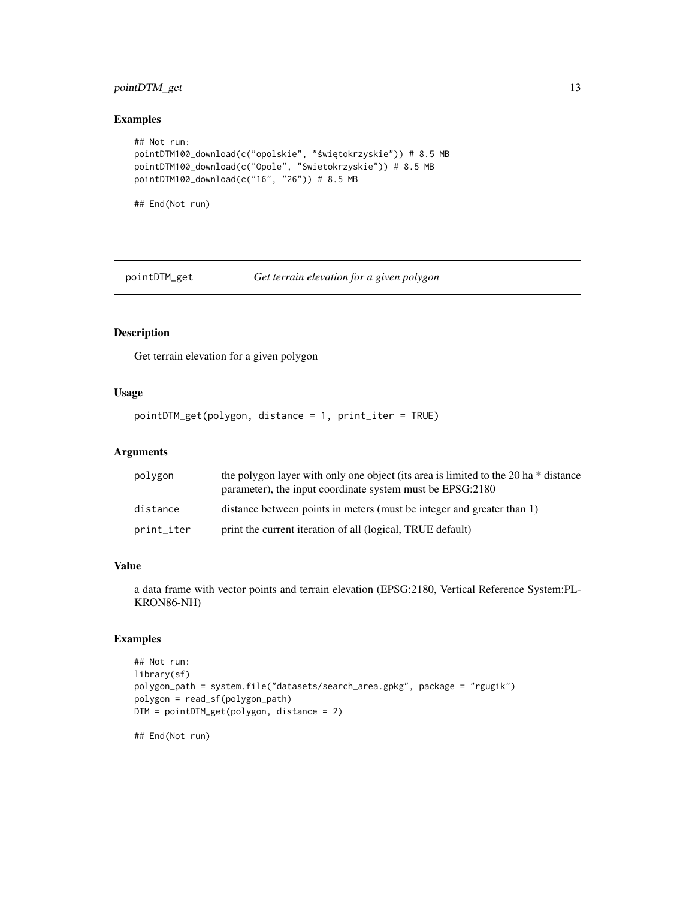## Examples

```
## Not run:
pointDTM100_download(c("opolskie", "świętokrzyskie")) # 8.5 MB
pointDTM100_download(c("Opole", "Swietokrzyskie")) # 8.5 MB
pointDTM100_download(c("16", "26")) # 8.5 MB

## End(Not run)
```

---

# pointDTM_get — *Get terrain elevation for a given polygon*

---

## Description

Get terrain elevation for a given polygon

## Usage

```
pointDTM_get(polygon, distance = 1, print_iter = TRUE)
```

## Arguments

| | |
|---|---|
| polygon | the polygon layer with only one object (its area is limited to the 20 ha * distance parameter), the input coordinate system must be EPSG:2180 |
| distance | distance between points in meters (must be integer and greater than 1) |
| print_iter | print the current iteration of all (logical, TRUE default) |

## Value

a data frame with vector points and terrain elevation (EPSG:2180, Vertical Reference System:PL-KRON86-NH)

## Examples

```
## Not run:
library(sf)
polygon_path = system.file("datasets/search_area.gpkg", package = "rgugik")
polygon = read_sf(polygon_path)
DTM = pointDTM_get(polygon, distance = 2)

## End(Not run)
```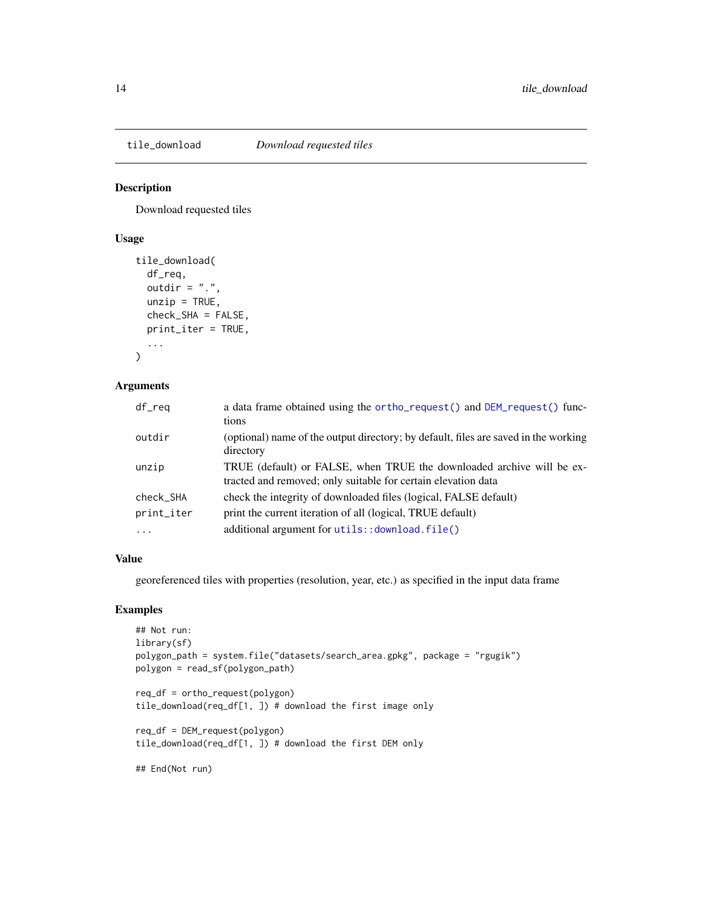## tile_download *Download requested tiles*

### Description

Download requested tiles

### Usage

```
tile_download(
  df_req,
  outdir = ".",
  unzip = TRUE,
  check_SHA = FALSE,
  print_iter = TRUE,
  ...
)
```

### Arguments

| | |
|---|---|
| df_req | a data frame obtained using the ortho_request() and DEM_request() functions |
| outdir | (optional) name of the output directory; by default, files are saved in the working directory |
| unzip | TRUE (default) or FALSE, when TRUE the downloaded archive will be extracted and removed; only suitable for certain elevation data |
| check_SHA | check the integrity of downloaded files (logical, FALSE default) |
| print_iter | print the current iteration of all (logical, TRUE default) |
| ... | additional argument for utils::download.file() |

### Value

georeferenced tiles with properties (resolution, year, etc.) as specified in the input data frame

### Examples

```
## Not run:
library(sf)
polygon_path = system.file("datasets/search_area.gpkg", package = "rgugik")
polygon = read_sf(polygon_path)

req_df = ortho_request(polygon)
tile_download(req_df[1, ]) # download the first image only

req_df = DEM_request(polygon)
tile_download(req_df[1, ]) # download the first DEM only

## End(Not run)
```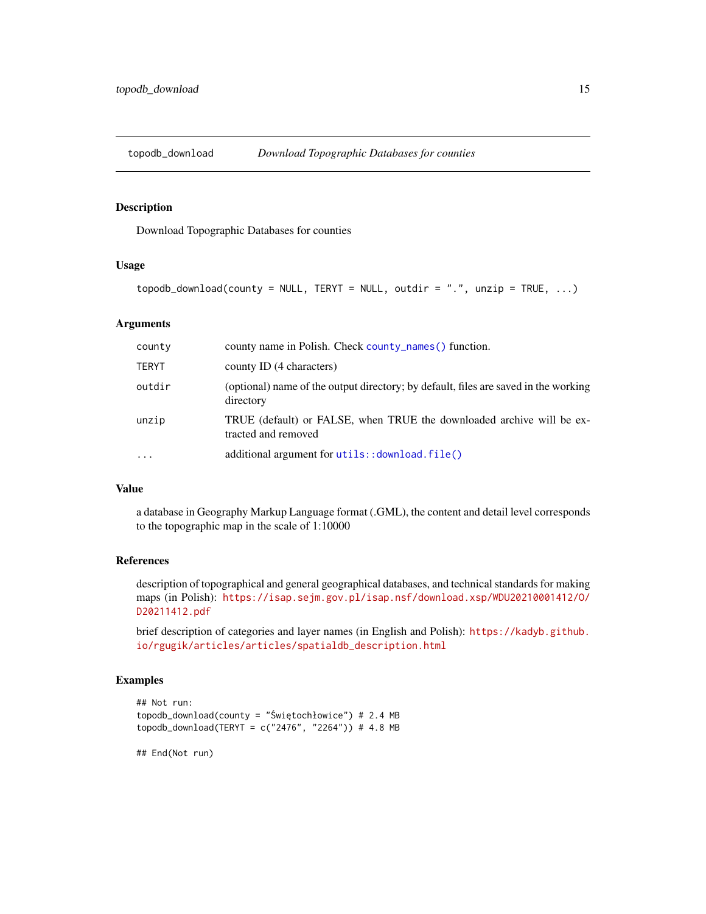## topodb_download — *Download Topographic Databases for counties*

### Description

Download Topographic Databases for counties

### Usage

```
topodb_download(county = NULL, TERYT = NULL, outdir = ".", unzip = TRUE, ...)
```

### Arguments

| | |
|---|---|
| `county` | county name in Polish. Check `county_names()` function. |
| `TERYT` | county ID (4 characters) |
| `outdir` | (optional) name of the output directory; by default, files are saved in the working directory |
| `unzip` | TRUE (default) or FALSE, when TRUE the downloaded archive will be extracted and removed |
| `...` | additional argument for `utils::download.file()` |

### Value

a database in Geography Markup Language format (.GML), the content and detail level corresponds to the topographic map in the scale of 1:10000

### References

description of topographical and general geographical databases, and technical standards for making maps (in Polish): https://isap.sejm.gov.pl/isap.nsf/download.xsp/WDU20210001412/O/D20211412.pdf

brief description of categories and layer names (in English and Polish): https://kadyb.github.io/rgugik/articles/articles/spatialdb_description.html

### Examples

```
## Not run:
topodb_download(county = "Świętochłowice") # 2.4 MB
topodb_download(TERYT = c("2476", "2264")) # 4.8 MB

## End(Not run)
```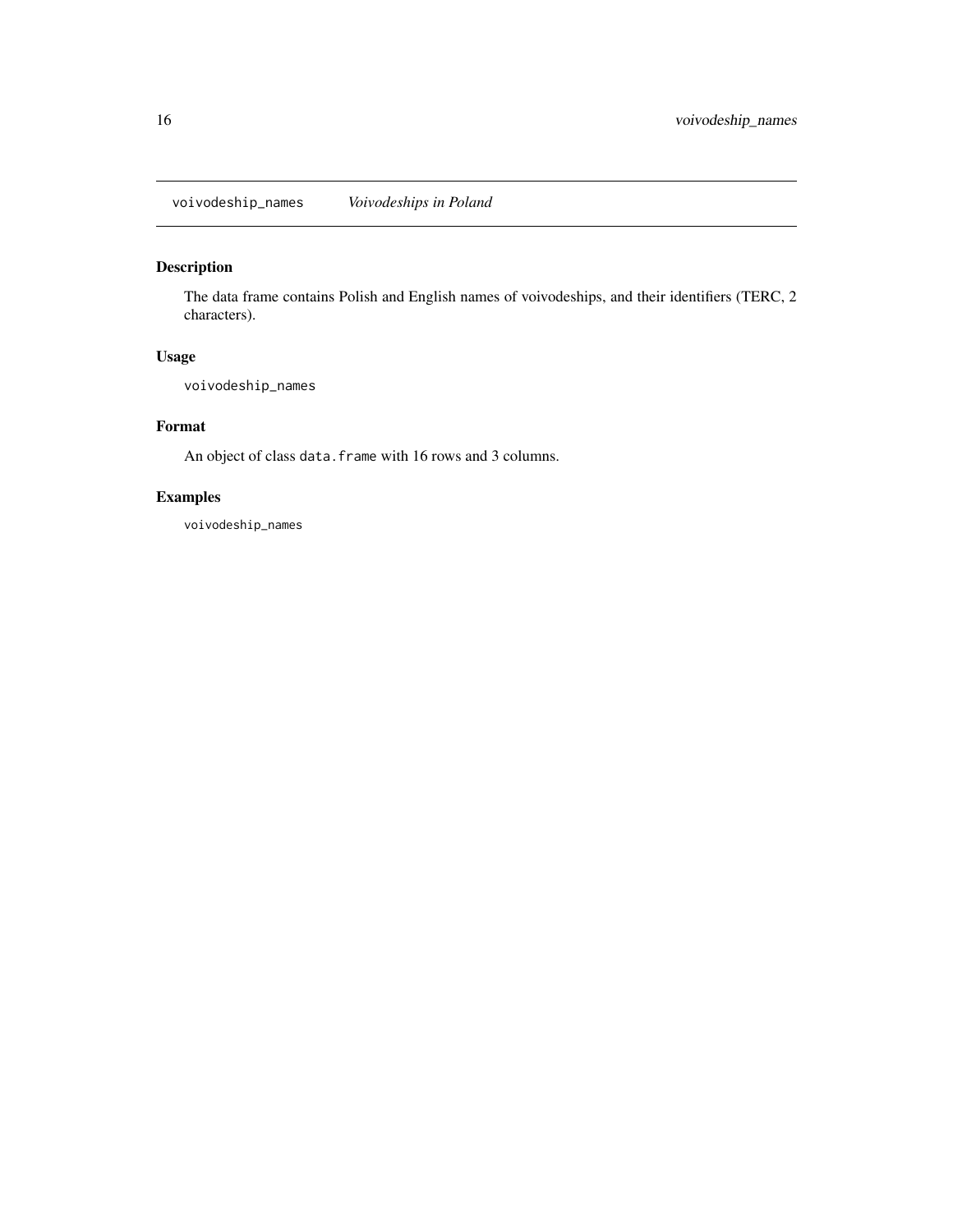# voivodeship_names *Voivodeships in Poland*

## Description

The data frame contains Polish and English names of voivodeships, and their identifiers (TERC, 2 characters).

## Usage

```
voivodeship_names
```

## Format

An object of class `data.frame` with 16 rows and 3 columns.

## Examples

```
voivodeship_names
```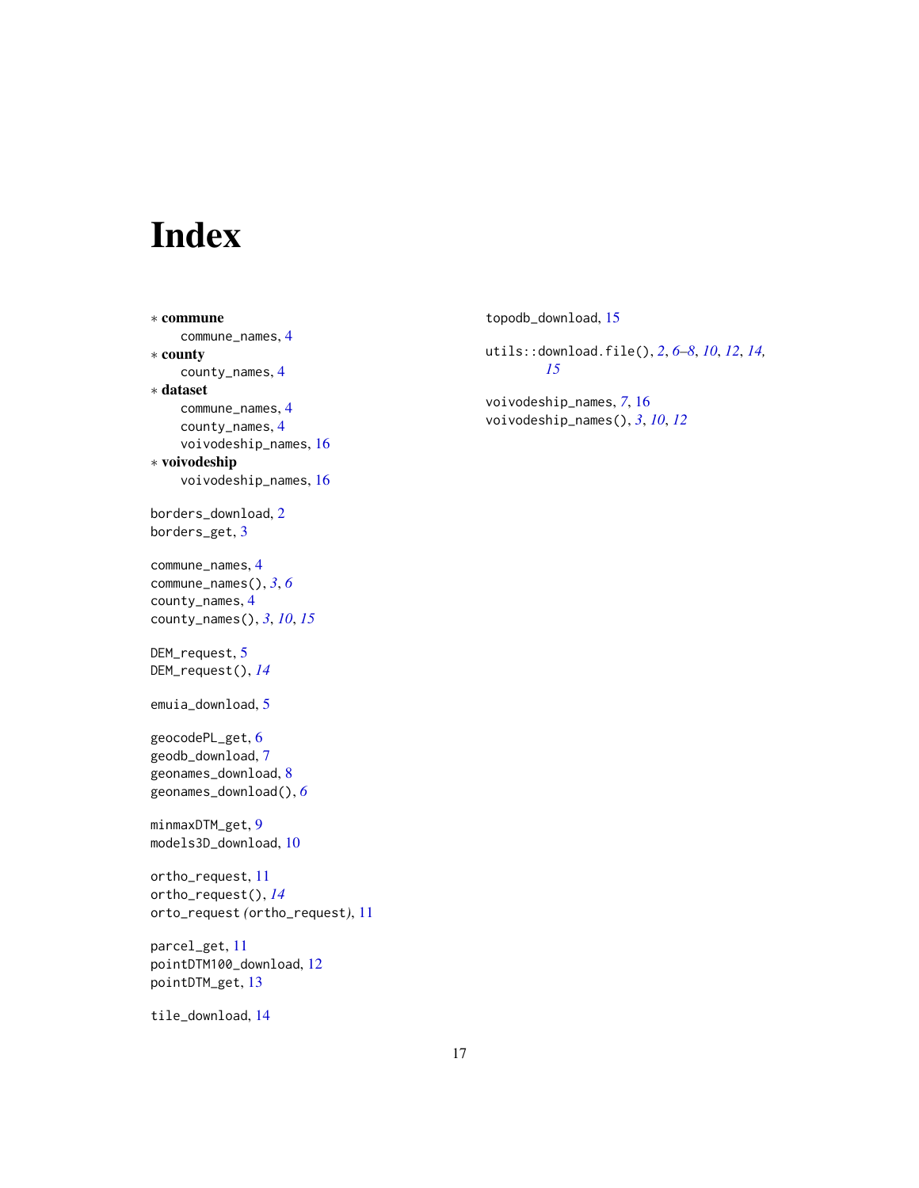# Index

\* **commune**
    commune_names, 4

\* **county**
    county_names, 4

\* **dataset**
    commune_names, 4
    county_names, 4
    voivodeship_names, 16

\* **voivodeship**
    voivodeship_names, 16

borders_download, 2
borders_get, 3

commune_names, 4
commune_names(), *3*, *6*
county_names, 4
county_names(), *3*, *10*, *15*

DEM_request, 5
DEM_request(), *14*

emuia_download, 5

geocodePL_get, 6
geodb_download, 7
geonames_download, 8
geonames_download(), *6*

minmaxDTM_get, 9
models3D_download, 10

ortho_request, 11
ortho_request(), *14*
orto_request *(ortho_request)*, 11

parcel_get, 11
pointDTM100_download, 12
pointDTM_get, 13

tile_download, 14
topodb_download, 15

utils::download.file(), *2*, *6–8*, *10*, *12*, *14*, *15*

voivodeship_names, *7*, 16
voivodeship_names(), *3*, *10*, *12*